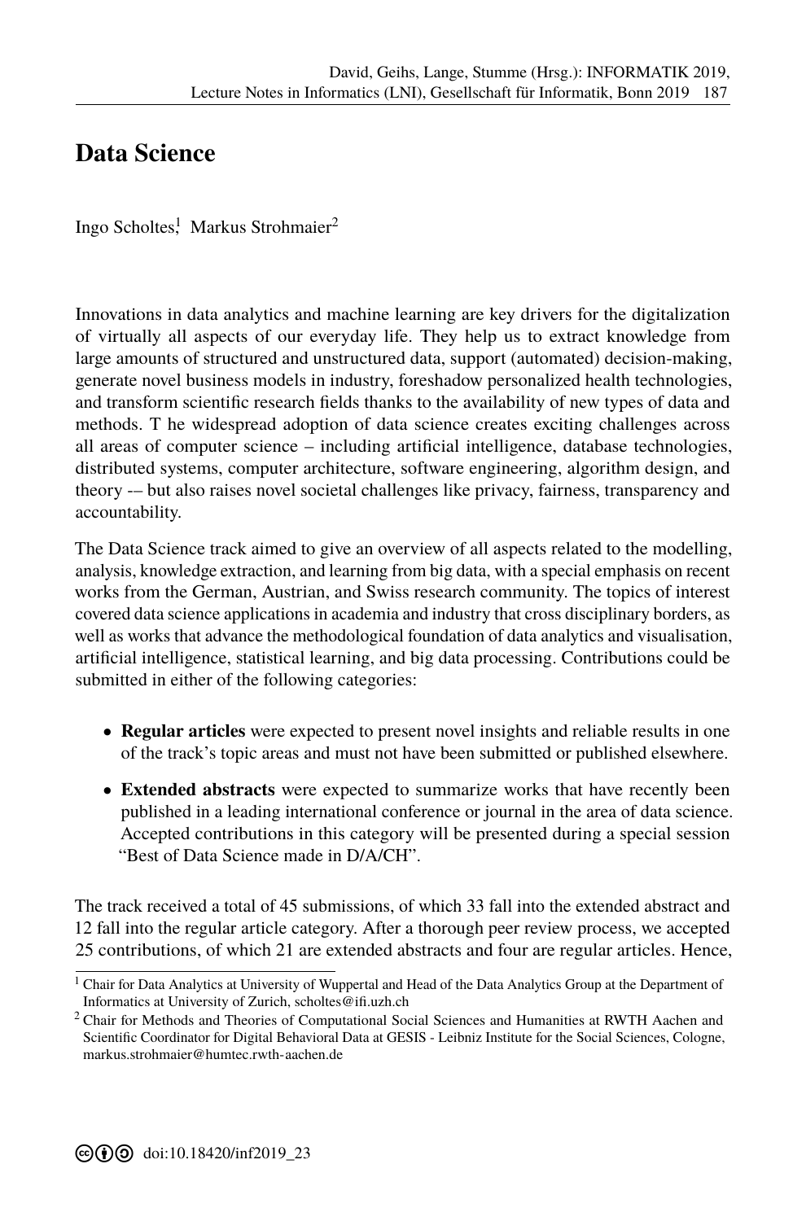# Data Science

Ingo Scholtes[1] Markus Strohmaier[2]

Innovations in data analytics and machine learning are key drivers for the digitalization of virtually all aspects of our everyday life. They help us to extract knowledge from large amounts of structured and unstructured data, support (automated) decision-making, generate novel business models in industry, foreshadow personalized health technologies, and transform scientific research fields thanks to the availability of new types of data and methods. T he widespread adoption of data science creates exciting challenges across all areas of computer science – including artificial intelligence, database technologies, distributed systems, computer architecture, software engineering, algorithm design, and theory -– but also raises novel societal challenges like privacy, fairness, transparency and accountability.

The Data Science track aimed to give an overview of all aspects related to the modelling, analysis, knowledge extraction, and learning from big data, with a special emphasis on recent works from the German, Austrian, and Swiss research community. The topics of interest covered data science applications in academia and industry that cross disciplinary borders, as well as works that advance the methodological foundation of data analytics and visualisation, artificial intelligence, statistical learning, and big data processing. Contributions could be submitted in either of the following categories:

- **Regular articles** were expected to present novel insights and reliable results in one of the track's topic areas and must not have been submitted or published elsewhere.
- **Extended abstracts** were expected to summarize works that have recently been published in a leading international conference or journal in the area of data science. Accepted contributions in this category will be presented during a special session "Best of Data Science made in D/A/CH".

The track received a total of 45 submissions, of which 33 fall into the extended abstract and 12 fall into the regular article category. After a thorough peer review process, we accepted 25 contributions, of which 21 are extended abstracts and four are regular articles. Hence,

[1] Chair for Data Analytics at University of Wuppertal and Head of the Data Analytics Group at the Department of Informatics at University of Zurich, scholtes@ifi.uzh.ch

[2] Chair for Methods and Theories of Computational Social Sciences and Humanities at RWTH Aachen and Scientific Coordinator for Digital Behavioral Data at GESIS - Leibniz Institute for the Social Sciences, Cologne, markus.strohmaier@humtec.rwth-aachen.de

doi:10.18420/inf2019_23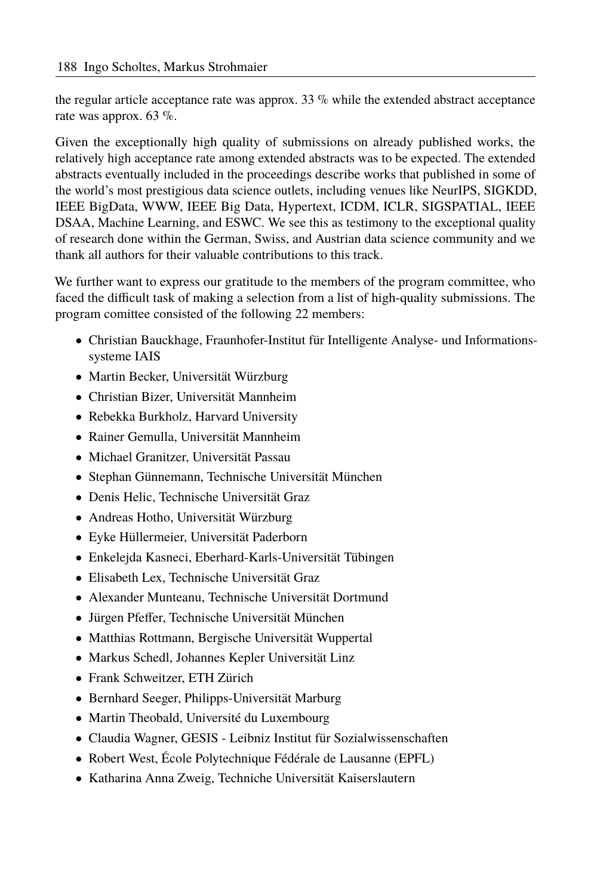the regular article acceptance rate was approx. 33 % while the extended abstract acceptance rate was approx. 63 %.

Given the exceptionally high quality of submissions on already published works, the relatively high acceptance rate among extended abstracts was to be expected. The extended abstracts eventually included in the proceedings describe works that published in some of the world's most prestigious data science outlets, including venues like NeurIPS, SIGKDD, IEEE BigData, WWW, IEEE Big Data, Hypertext, ICDM, ICLR, SIGSPATIAL, IEEE DSAA, Machine Learning, and ESWC. We see this as testimony to the exceptional quality of research done within the German, Swiss, and Austrian data science community and we thank all authors for their valuable contributions to this track.

We further want to express our gratitude to the members of the program committee, who faced the difficult task of making a selection from a list of high-quality submissions. The program comittee consisted of the following 22 members:

- Christian Bauckhage, Fraunhofer-Institut für Intelligente Analyse- und Informationssysteme IAIS
- Martin Becker, Universität Würzburg
- Christian Bizer, Universität Mannheim
- Rebekka Burkholz, Harvard University
- Rainer Gemulla, Universität Mannheim
- Michael Granitzer, Universität Passau
- Stephan Günnemann, Technische Universität München
- Denis Helic, Technische Universität Graz
- Andreas Hotho, Universität Würzburg
- Eyke Hüllermeier, Universität Paderborn
- Enkelejda Kasneci, Eberhard-Karls-Universität Tübingen
- Elisabeth Lex, Technische Universität Graz
- Alexander Munteanu, Technische Universität Dortmund
- Jürgen Pfeffer, Technische Universität München
- Matthias Rottmann, Bergische Universität Wuppertal
- Markus Schedl, Johannes Kepler Universität Linz
- Frank Schweitzer, ETH Zürich
- Bernhard Seeger, Philipps-Universität Marburg
- Martin Theobald, Université du Luxembourg
- Claudia Wagner, GESIS - Leibniz Institut für Sozialwissenschaften
- Robert West, École Polytechnique Fédérale de Lausanne (EPFL)
- Katharina Anna Zweig, Techniche Universität Kaiserslautern